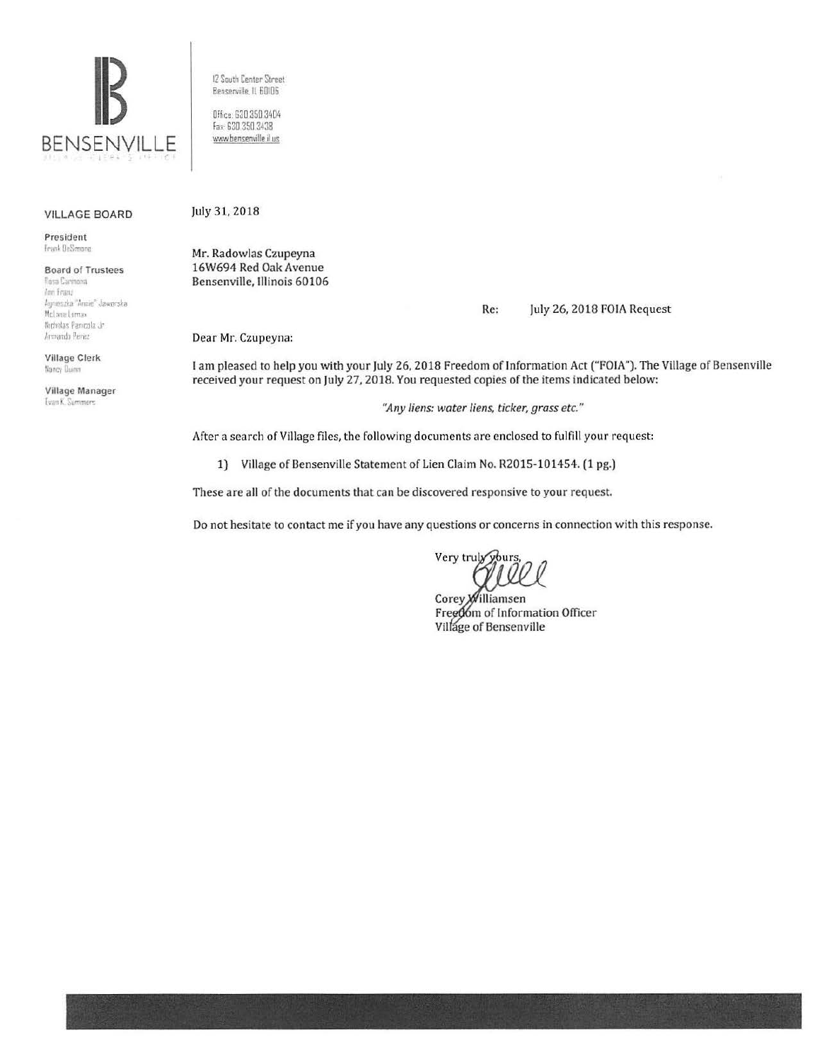BENSENVILLE

12 South Center Street
Bensenville, IL 60106

Office: 630.350.3404
Fax: 630.350.3438
www.bensenville.il.us

**VILLAGE BOARD**

**President**
Frank DeSimone

**Board of Trustees**
Rosa Carmona
Ann Franz
Agnieszka "Annie" Jaworska
McLane Lomax
Nicholas Panicola Jr.
Armando Perez

**Village Clerk**
Nancy Quinn

**Village Manager**
Evan K. Summers

July 31, 2018

Mr. Radowlas Czupeyna
16W694 Red Oak Avenue
Bensenville, Illinois 60106

Re: July 26, 2018 FOIA Request

Dear Mr. Czupeyna:

I am pleased to help you with your July 26, 2018 Freedom of Information Act ("FOIA"). The Village of Bensenville received your request on July 27, 2018. You requested copies of the items indicated below:

*"Any liens: water liens, ticker, grass etc."*

After a search of Village files, the following documents are enclosed to fulfill your request:

1) Village of Bensenville Statement of Lien Claim No. R2015-101454. (1 pg.)

These are all of the documents that can be discovered responsive to your request.

Do not hesitate to contact me if you have any questions or concerns in connection with this response.

Very truly yours,

Corey Williamsen
Freedom of Information Officer
Village of Bensenville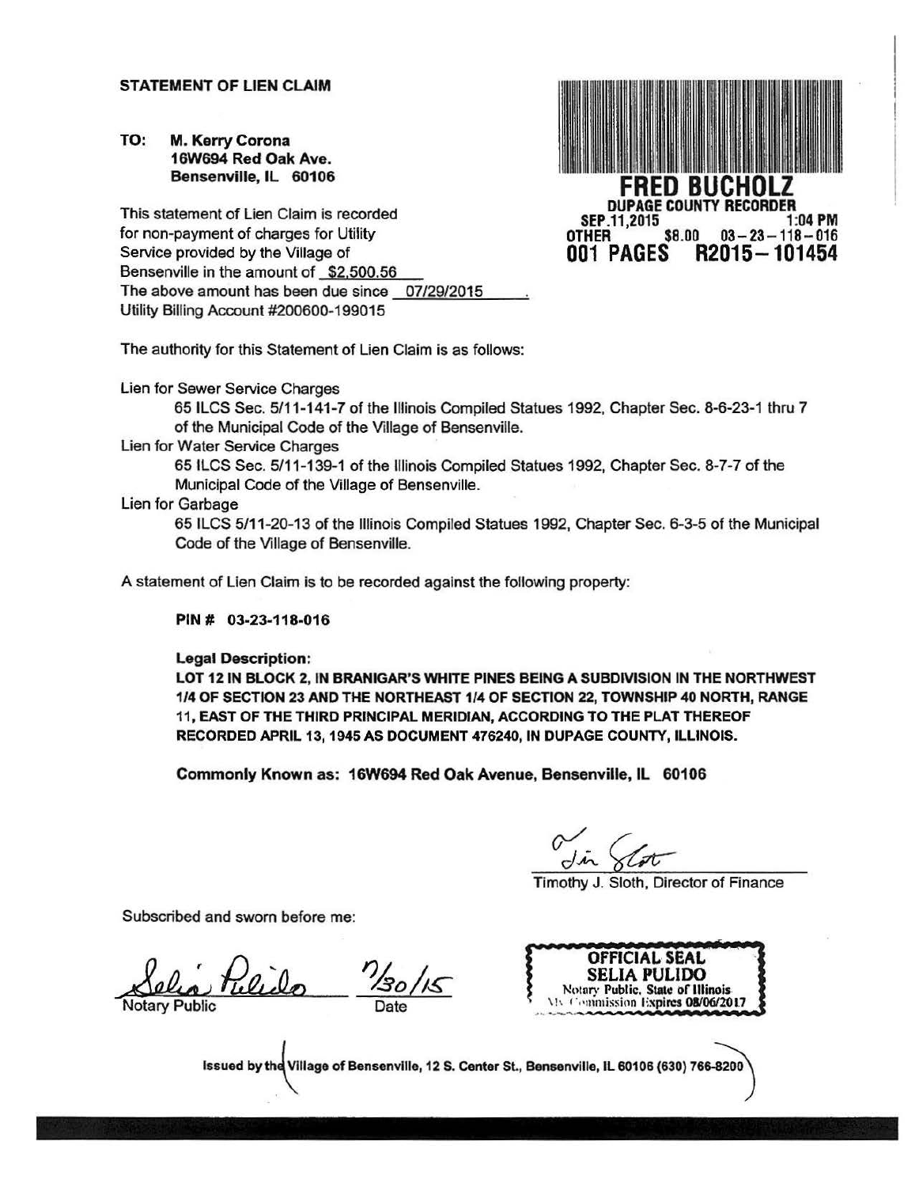**STATEMENT OF LIEN CLAIM**

**TO: M. Kerry Corona**
**16W694 Red Oak Ave.**
**Bensenville, IL 60106**

**FRED BUCHOLZ**
**DUPAGE COUNTY RECORDER**
**SEP.11,2015 1:04 PM**
**OTHER $8.00 03-23-118-016**
**001 PAGES R2015-101454**

This statement of Lien Claim is recorded for non-payment of charges for Utility Service provided by the Village of Bensenville in the amount of $2,500.56
The above amount has been due since 07/29/2015.
Utility Billing Account #200600-199015

The authority for this Statement of Lien Claim is as follows:

Lien for Sewer Service Charges
65 ILCS Sec. 5/11-141-7 of the Illinois Compiled Statues 1992, Chapter Sec. 8-6-23-1 thru 7 of the Municipal Code of the Village of Bensenville.

Lien for Water Service Charges
65 ILCS Sec. 5/11-139-1 of the Illinois Compiled Statues 1992, Chapter Sec. 8-7-7 of the Municipal Code of the Village of Bensenville.

Lien for Garbage
65 ILCS 5/11-20-13 of the Illinois Compiled Statues 1992, Chapter Sec. 6-3-5 of the Municipal Code of the Village of Bensenville.

A statement of Lien Claim is to be recorded against the following property:

**PIN # 03-23-118-016**

**Legal Description:**
**LOT 12 IN BLOCK 2, IN BRANIGAR'S WHITE PINES BEING A SUBDIVISION IN THE NORTHWEST 1/4 OF SECTION 23 AND THE NORTHEAST 1/4 OF SECTION 22, TOWNSHIP 40 NORTH, RANGE 11, EAST OF THE THIRD PRINCIPAL MERIDIAN, ACCORDING TO THE PLAT THEREOF RECORDED APRIL 13, 1945 AS DOCUMENT 476240, IN DUPAGE COUNTY, ILLINOIS.**

**Commonly Known as: 16W694 Red Oak Avenue, Bensenville, IL 60106**

Timothy J. Sloth, Director of Finance

Subscribed and sworn before me:

Selia Pulido — 7/30/15
Notary Public — Date

**OFFICIAL SEAL**
**SELIA PULIDO**
Notary Public, State of Illinois
My Commission Expires 08/06/2017

**Issued by the Village of Bensenville, 12 S. Center St., Bensenville, IL 60106 (630) 766-8200**